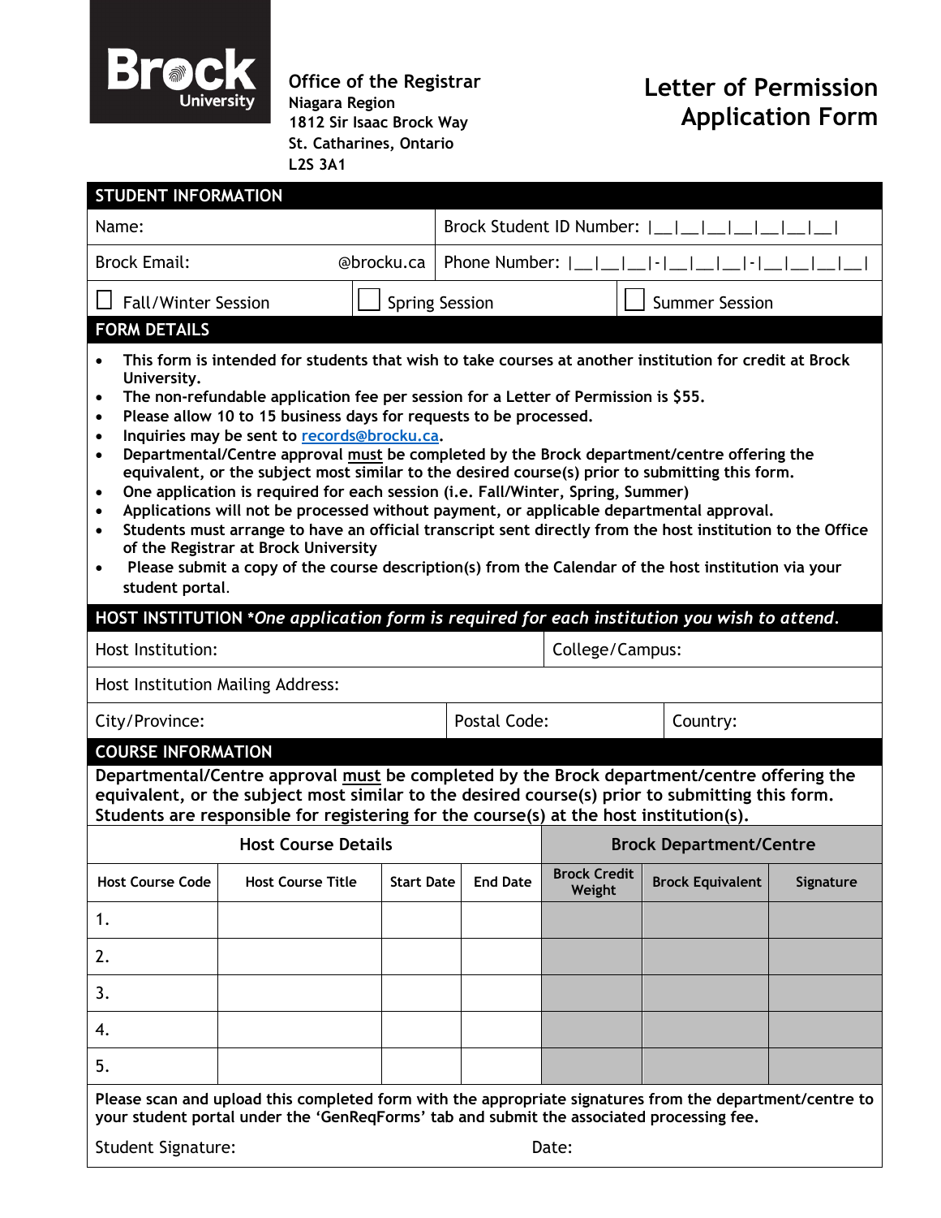Brock University

**Office of the Registrar**
Niagara Region
1812 Sir Isaac Brock Way
St. Catharines, Ontario
L2S 3A1

# Letter of Permission Application Form

## STUDENT INFORMATION

| Name: | Brock Student ID Number: \|\_\_\|\_\_\|\_\_\|\_\_\|\_\_\|\_\_\|\_\_\| |
|---|---|
| Brock Email: @brocku.ca | Phone Number: \|\_\_\|\_\_\|\_\_\|-\|\_\_\|\_\_\|\_\_\|-\|\_\_\|\_\_\|\_\_\|\_\_\| |

☐ Fall/Winter Session ☐ Spring Session ☐ Summer Session

## FORM DETAILS

- **This form is intended for students that wish to take courses at another institution for credit at Brock University.**
- **The non-refundable application fee per session for a Letter of Permission is $55.**
- **Please allow 10 to 15 business days for requests to be processed.**
- **Inquiries may be sent to records@brocku.ca.**
- **Departmental/Centre approval must be completed by the Brock department/centre offering the equivalent, or the subject most similar to the desired course(s) prior to submitting this form.**
- **One application is required for each session (i.e. Fall/Winter, Spring, Summer)**
- **Applications will not be processed without payment, or applicable departmental approval.**
- **Students must arrange to have an official transcript sent directly from the host institution to the Office of the Registrar at Brock University**
- **Please submit a copy of the course description(s) from the Calendar of the host institution via your student portal.**

## HOST INSTITUTION *One application form is required for each institution you wish to attend.*

| Host Institution: | | College/Campus: |
|---|---|---|
| Host Institution Mailing Address: | | |
| City/Province: | Postal Code: | Country: |

## COURSE INFORMATION

**Departmental/Centre approval must be completed by the Brock department/centre offering the equivalent, or the subject most similar to the desired course(s) prior to submitting this form. Students are responsible for registering for the course(s) at the host institution(s).**

| Host Course Details | | | | Brock Department/Centre | | |
|---|---|---|---|---|---|---|
| **Host Course Code** | **Host Course Title** | **Start Date** | **End Date** | **Brock Credit Weight** | **Brock Equivalent** | **Signature** |
| 1. | | | | | | |
| 2. | | | | | | |
| 3. | | | | | | |
| 4. | | | | | | |
| 5. | | | | | | |

**Please scan and upload this completed form with the appropriate signatures from the department/centre to your student portal under the 'GenReqForms' tab and submit the associated processing fee.**

Student Signature: Date: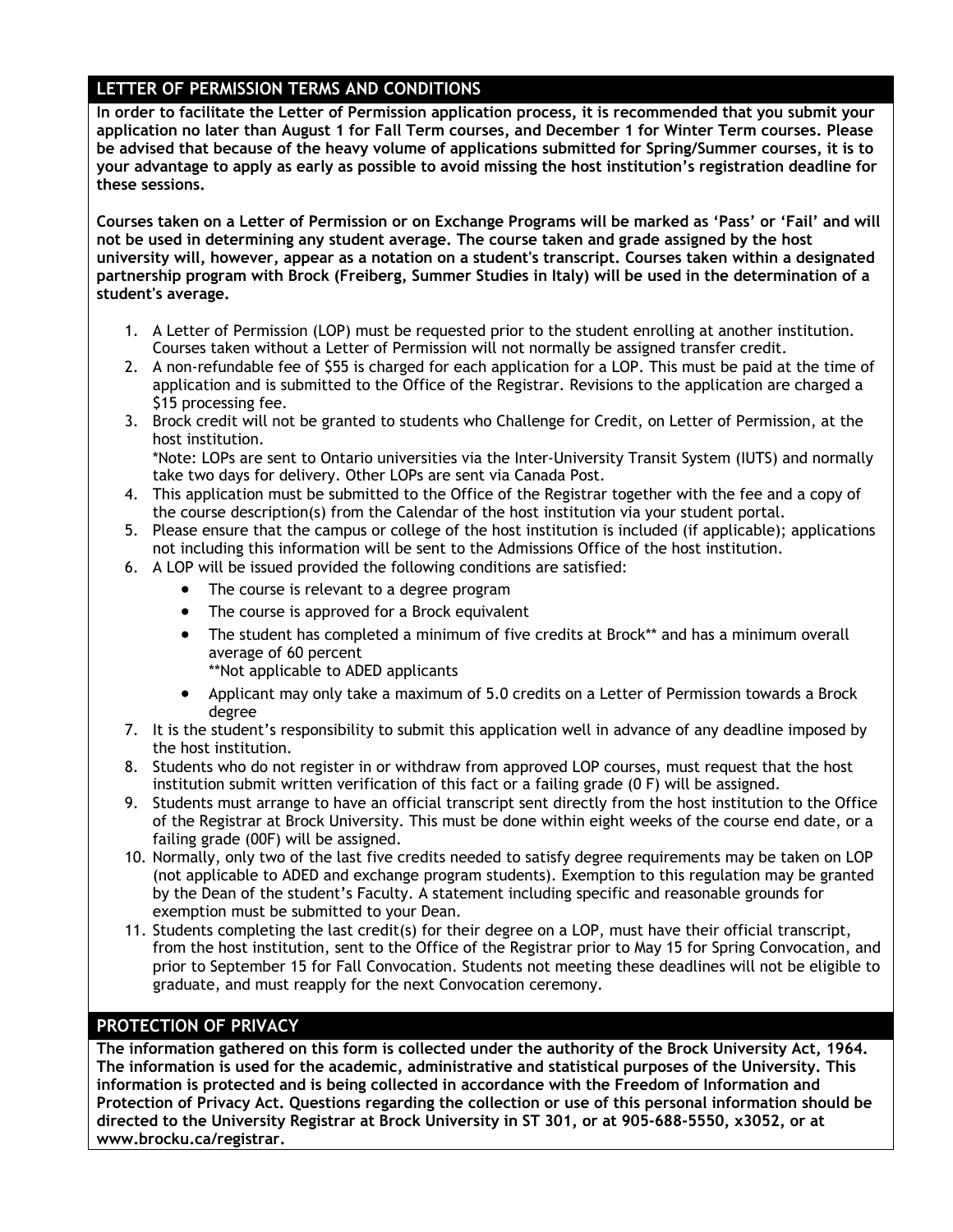## LETTER OF PERMISSION TERMS AND CONDITIONS

**In order to facilitate the Letter of Permission application process, it is recommended that you submit your application no later than August 1 for Fall Term courses, and December 1 for Winter Term courses. Please be advised that because of the heavy volume of applications submitted for Spring/Summer courses, it is to your advantage to apply as early as possible to avoid missing the host institution's registration deadline for these sessions.**

**Courses taken on a Letter of Permission or on Exchange Programs will be marked as 'Pass' or 'Fail' and will not be used in determining any student average. The course taken and grade assigned by the host university will, however, appear as a notation on a student's transcript. Courses taken within a designated partnership program with Brock (Freiberg, Summer Studies in Italy) will be used in the determination of a student's average.**

1. A Letter of Permission (LOP) must be requested prior to the student enrolling at another institution. Courses taken without a Letter of Permission will not normally be assigned transfer credit.
2. A non-refundable fee of $55 is charged for each application for a LOP. This must be paid at the time of application and is submitted to the Office of the Registrar. Revisions to the application are charged a $15 processing fee.
3. Brock credit will not be granted to students who Challenge for Credit, on Letter of Permission, at the host institution.
   *Note: LOPs are sent to Ontario universities via the Inter-University Transit System (IUTS) and normally take two days for delivery. Other LOPs are sent via Canada Post.
4. This application must be submitted to the Office of the Registrar together with the fee and a copy of the course description(s) from the Calendar of the host institution via your student portal.
5. Please ensure that the campus or college of the host institution is included (if applicable); applications not including this information will be sent to the Admissions Office of the host institution.
6. A LOP will be issued provided the following conditions are satisfied:
   - The course is relevant to a degree program
   - The course is approved for a Brock equivalent
   - The student has completed a minimum of five credits at Brock** and has a minimum overall average of 60 percent
     **Not applicable to ADED applicants
   - Applicant may only take a maximum of 5.0 credits on a Letter of Permission towards a Brock degree
7. It is the student's responsibility to submit this application well in advance of any deadline imposed by the host institution.
8. Students who do not register in or withdraw from approved LOP courses, must request that the host institution submit written verification of this fact or a failing grade (0 F) will be assigned.
9. Students must arrange to have an official transcript sent directly from the host institution to the Office of the Registrar at Brock University. This must be done within eight weeks of the course end date, or a failing grade (00F) will be assigned.
10. Normally, only two of the last five credits needed to satisfy degree requirements may be taken on LOP (not applicable to ADED and exchange program students). Exemption to this regulation may be granted by the Dean of the student's Faculty. A statement including specific and reasonable grounds for exemption must be submitted to your Dean.
11. Students completing the last credit(s) for their degree on a LOP, must have their official transcript, from the host institution, sent to the Office of the Registrar prior to May 15 for Spring Convocation, and prior to September 15 for Fall Convocation. Students not meeting these deadlines will not be eligible to graduate, and must reapply for the next Convocation ceremony.

## PROTECTION OF PRIVACY

**The information gathered on this form is collected under the authority of the Brock University Act, 1964. The information is used for the academic, administrative and statistical purposes of the University. This information is protected and is being collected in accordance with the Freedom of Information and Protection of Privacy Act. Questions regarding the collection or use of this personal information should be directed to the University Registrar at Brock University in ST 301, or at 905-688-5550, x3052, or at www.brocku.ca/registrar.**